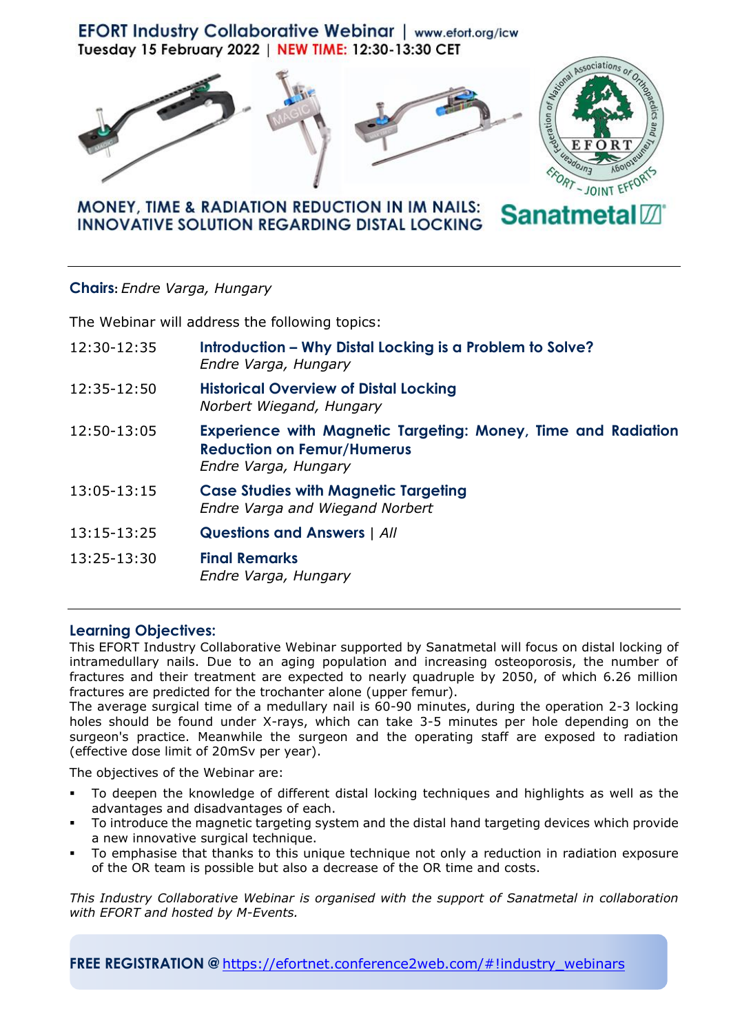# EFORT Industry Collaborative Webinar | www.efort.org/icw

**Tuesday 15 February 2022 | NEW TIME: 12:30-13:30 CET**

## MONEY, TIME & RADIATION REDUCTION IN IM NAILS: INNOVATIVE SOLUTION REGARDING DISTAL LOCKING

Sanatmetal

---

**Chairs:** *Endre Varga, Hungary*

The Webinar will address the following topics:

| | |
|---|---|
| 12:30-12:35 | **Introduction – Why Distal Locking is a Problem to Solve?** *Endre Varga, Hungary* |
| 12:35-12:50 | **Historical Overview of Distal Locking** *Norbert Wiegand, Hungary* |
| 12:50-13:05 | **Experience with Magnetic Targeting: Money, Time and Radiation Reduction on Femur/Humerus** *Endre Varga, Hungary* |
| 13:05-13:15 | **Case Studies with Magnetic Targeting** *Endre Varga and Wiegand Norbert* |
| 13:15-13:25 | **Questions and Answers** \| *All* |
| 13:25-13:30 | **Final Remarks** *Endre Varga, Hungary* |

---

### Learning Objectives:

This EFORT Industry Collaborative Webinar supported by Sanatmetal will focus on distal locking of intramedullary nails. Due to an aging population and increasing osteoporosis, the number of fractures and their treatment are expected to nearly quadruple by 2050, of which 6.26 million fractures are predicted for the trochanter alone (upper femur).

The average surgical time of a medullary nail is 60-90 minutes, during the operation 2-3 locking holes should be found under X-rays, which can take 3-5 minutes per hole depending on the surgeon's practice. Meanwhile the surgeon and the operating staff are exposed to radiation (effective dose limit of 20mSv per year).

The objectives of the Webinar are:

- To deepen the knowledge of different distal locking techniques and highlights as well as the advantages and disadvantages of each.
- To introduce the magnetic targeting system and the distal hand targeting devices which provide a new innovative surgical technique.
- To emphasise that thanks to this unique technique not only a reduction in radiation exposure of the OR team is possible but also a decrease of the OR time and costs.

*This Industry Collaborative Webinar is organised with the support of Sanatmetal in collaboration with EFORT and hosted by M-Events.*

**FREE REGISTRATION @** https://efortnet.conference2web.com/#!industry_webinars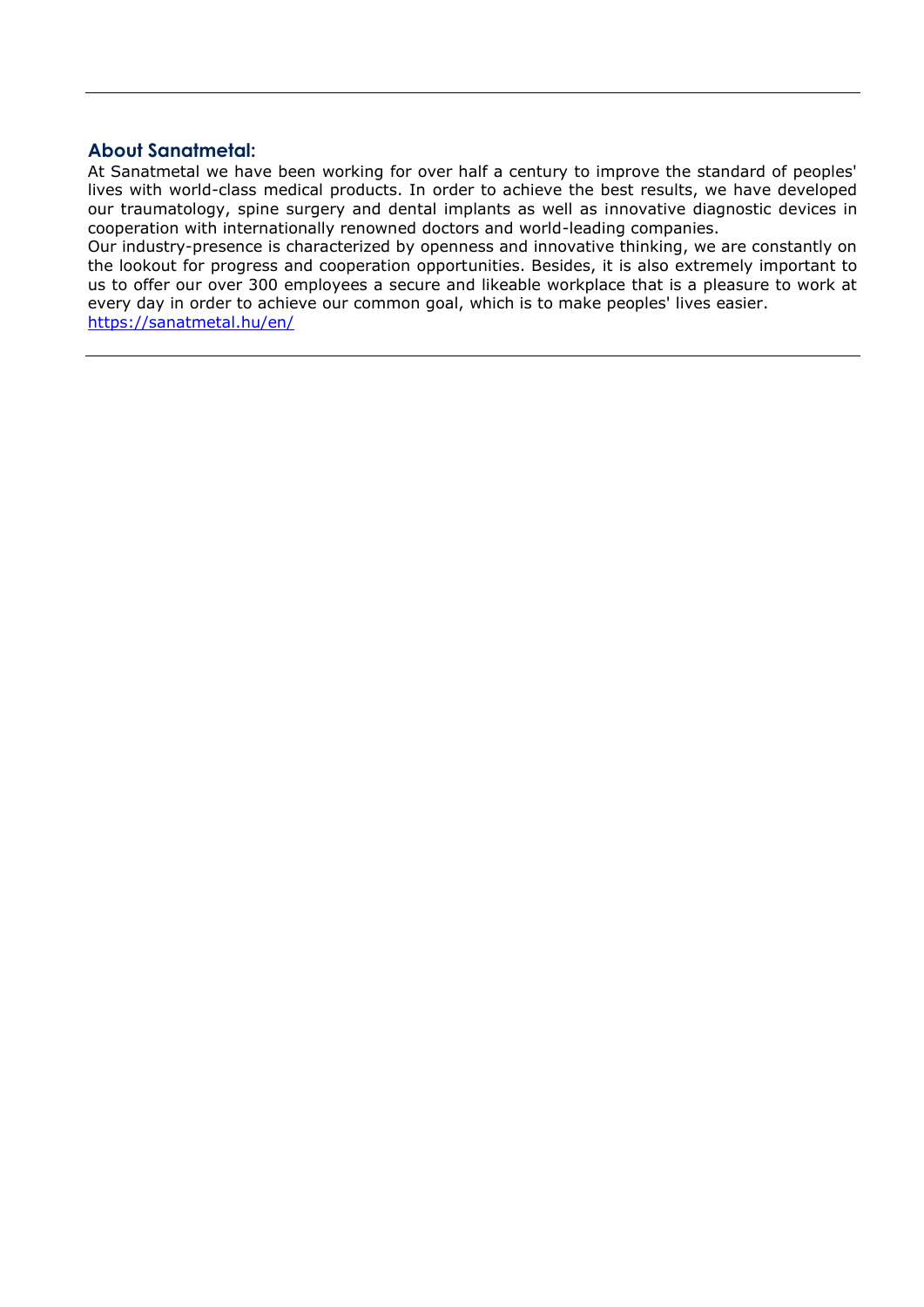## About Sanatmetal:

At Sanatmetal we have been working for over half a century to improve the standard of peoples' lives with world-class medical products. In order to achieve the best results, we have developed our traumatology, spine surgery and dental implants as well as innovative diagnostic devices in cooperation with internationally renowned doctors and world-leading companies.

Our industry-presence is characterized by openness and innovative thinking, we are constantly on the lookout for progress and cooperation opportunities. Besides, it is also extremely important to us to offer our over 300 employees a secure and likeable workplace that is a pleasure to work at every day in order to achieve our common goal, which is to make peoples' lives easier.

https://sanatmetal.hu/en/